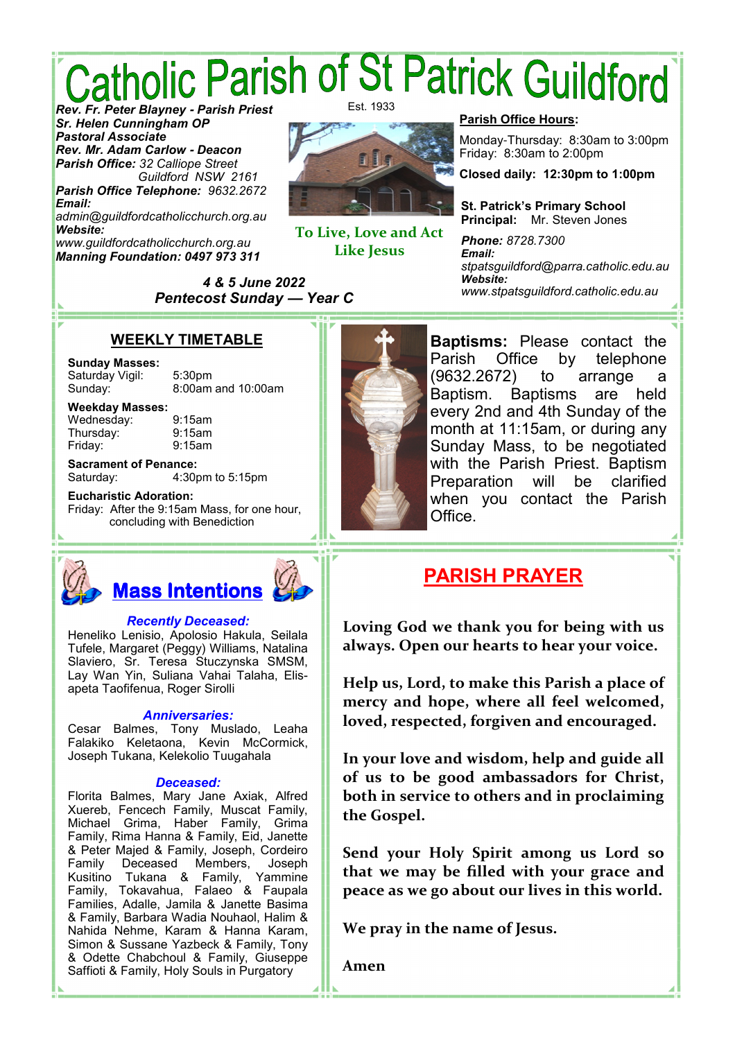# Catholic Parish of St Patrick Guildford

Est. 1933

***Rev. Fr. Peter Blayney - Parish Priest***
***Sr. Helen Cunningham OP***
***Pastoral Associate***
***Rev. Mr. Adam Carlow - Deacon***
***Parish Office:*** *32 Calliope Street Guildford NSW 2161*
***Parish Office Telephone:*** *9632.2672*
***Email:***
*admin@guildfordcatholicchurch.org.au*
***Website:***
*www.guildfordcatholicchurch.org.au*
***Manning Foundation: 0497 973 311***

**To Live, Love and Act Like Jesus**

**Parish Office Hours:**

Monday-Thursday: 8:30am to 3:00pm
Friday: 8:30am to 2:00pm

**Closed daily: 12:30pm to 1:00pm**

**St. Patrick's Primary School**
**Principal:** Mr. Steven Jones

***Phone:*** *8728.7300*
***Email:***
*stpatsguildford@parra.catholic.edu.au*
***Website:***
*www.stpatsguildford.catholic.edu.au*

***4 & 5 June 2022***
***Pentecost Sunday — Year C***

## WEEKLY TIMETABLE

**Sunday Masses:**
Saturday Vigil: 5:30pm
Sunday: 8:00am and 10:00am

**Weekday Masses:**
Wednesday: 9:15am
Thursday: 9:15am
Friday: 9:15am

**Sacrament of Penance:**
Saturday: 4:30pm to 5:15pm

**Eucharistic Adoration:**
Friday: After the 9:15am Mass, for one hour, concluding with Benediction

**Baptisms:** Please contact the Parish Office by telephone (9632.2672) to arrange a Baptism. Baptisms are held every 2nd and 4th Sunday of the month at 11:15am, or during any Sunday Mass, to be negotiated with the Parish Priest. Baptism Preparation will be clarified when you contact the Parish Office.

## Mass Intentions

***Recently Deceased:***
Heneliko Lenisio, Apolosio Hakula, Seilala Tufele, Margaret (Peggy) Williams, Natalina Slaviero, Sr. Teresa Stuczynska SMSM, Lay Wan Yin, Suliana Vahai Talaha, Elisapeta Taofifenua, Roger Sirolli

***Anniversaries:***
Cesar Balmes, Tony Muslado, Leaha Falakiko Keletaona, Kevin McCormick, Joseph Tukana, Kelekolio Tuugahala

***Deceased:***
Florita Balmes, Mary Jane Axiak, Alfred Xuereb, Fencech Family, Muscat Family, Michael Grima, Haber Family, Grima Family, Rima Hanna & Family, Eid, Janette & Peter Majed & Family, Joseph, Cordeiro Family Deceased Members, Joseph Kusitino Tukana & Family, Yammine Family, Tokavahua, Falaeo & Faupala Families, Adalle, Jamila & Janette Basima & Family, Barbara Wadia Nouhaol, Halim & Nahida Nehme, Karam & Hanna Karam, Simon & Sussane Yazbeck & Family, Tony & Odette Chabchoul & Family, Giuseppe Saffioti & Family, Holy Souls in Purgatory

## PARISH PRAYER

**Loving God we thank you for being with us always. Open our hearts to hear your voice.**

**Help us, Lord, to make this Parish a place of mercy and hope, where all feel welcomed, loved, respected, forgiven and encouraged.**

**In your love and wisdom, help and guide all of us to be good ambassadors for Christ, both in service to others and in proclaiming the Gospel.**

**Send your Holy Spirit among us Lord so that we may be filled with your grace and peace as we go about our lives in this world.**

**We pray in the name of Jesus.**

**Amen**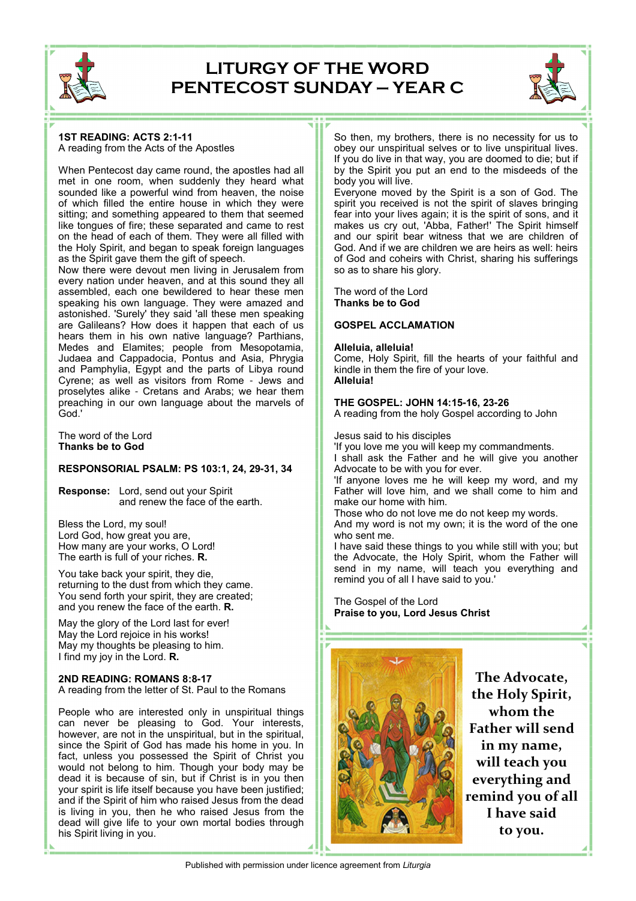# LITURGY OF THE WORD
# PENTECOST SUNDAY – YEAR C

**1ST READING: ACTS 2:1-11**
A reading from the Acts of the Apostles

When Pentecost day came round, the apostles had all met in one room, when suddenly they heard what sounded like a powerful wind from heaven, the noise of which filled the entire house in which they were sitting; and something appeared to them that seemed like tongues of fire; these separated and came to rest on the head of each of them. They were all filled with the Holy Spirit, and began to speak foreign languages as the Spirit gave them the gift of speech.
Now there were devout men living in Jerusalem from every nation under heaven, and at this sound they all assembled, each one bewildered to hear these men speaking his own language. They were amazed and astonished. 'Surely' they said 'all these men speaking are Galileans? How does it happen that each of us hears them in his own native language? Parthians, Medes and Elamites; people from Mesopotamia, Judaea and Cappadocia, Pontus and Asia, Phrygia and Pamphylia, Egypt and the parts of Libya round Cyrene; as well as visitors from Rome - Jews and proselytes alike - Cretans and Arabs; we hear them preaching in our own language about the marvels of God.'

The word of the Lord
**Thanks be to God**

**RESPONSORIAL PSALM: PS 103:1, 24, 29-31, 34**

**Response:** Lord, send out your Spirit
and renew the face of the earth.

Bless the Lord, my soul!
Lord God, how great you are,
How many are your works, O Lord!
The earth is full of your riches. **R.**

You take back your spirit, they die,
returning to the dust from which they came.
You send forth your spirit, they are created;
and you renew the face of the earth. **R.**

May the glory of the Lord last for ever!
May the Lord rejoice in his works!
May my thoughts be pleasing to him.
I find my joy in the Lord. **R.**

**2ND READING: ROMANS 8:8-17**
A reading from the letter of St. Paul to the Romans

People who are interested only in unspiritual things can never be pleasing to God. Your interests, however, are not in the unspiritual, but in the spiritual, since the Spirit of God has made his home in you. In fact, unless you possessed the Spirit of Christ you would not belong to him. Though your body may be dead it is because of sin, but if Christ is in you then your spirit is life itself because you have been justified; and if the Spirit of him who raised Jesus from the dead is living in you, then he who raised Jesus from the dead will give life to your own mortal bodies through his Spirit living in you.

So then, my brothers, there is no necessity for us to obey our unspiritual selves or to live unspiritual lives. If you do live in that way, you are doomed to die; but if by the Spirit you put an end to the misdeeds of the body you will live.
Everyone moved by the Spirit is a son of God. The spirit you received is not the spirit of slaves bringing fear into your lives again; it is the spirit of sons, and it makes us cry out, 'Abba, Father!' The Spirit himself and our spirit bear witness that we are children of God. And if we are children we are heirs as well: heirs of God and coheirs with Christ, sharing his sufferings so as to share his glory.

The word of the Lord
**Thanks be to God**

**GOSPEL ACCLAMATION**

**Alleluia, alleluia!**
Come, Holy Spirit, fill the hearts of your faithful and kindle in them the fire of your love.
**Alleluia!**

**THE GOSPEL: JOHN 14:15-16, 23-26**
A reading from the holy Gospel according to John

Jesus said to his disciples
'If you love me you will keep my commandments.
I shall ask the Father and he will give you another Advocate to be with you for ever.
'If anyone loves me he will keep my word, and my Father will love him, and we shall come to him and make our home with him.
Those who do not love me do not keep my words.
And my word is not my own; it is the word of the one who sent me.
I have said these things to you while still with you; but the Advocate, the Holy Spirit, whom the Father will send in my name, will teach you everything and remind you of all I have said to you.'

The Gospel of the Lord
**Praise to you, Lord Jesus Christ**

**The Advocate, the Holy Spirit, whom the Father will send in my name, will teach you everything and remind you of all I have said to you.**

Published with permission under licence agreement from *Liturgia*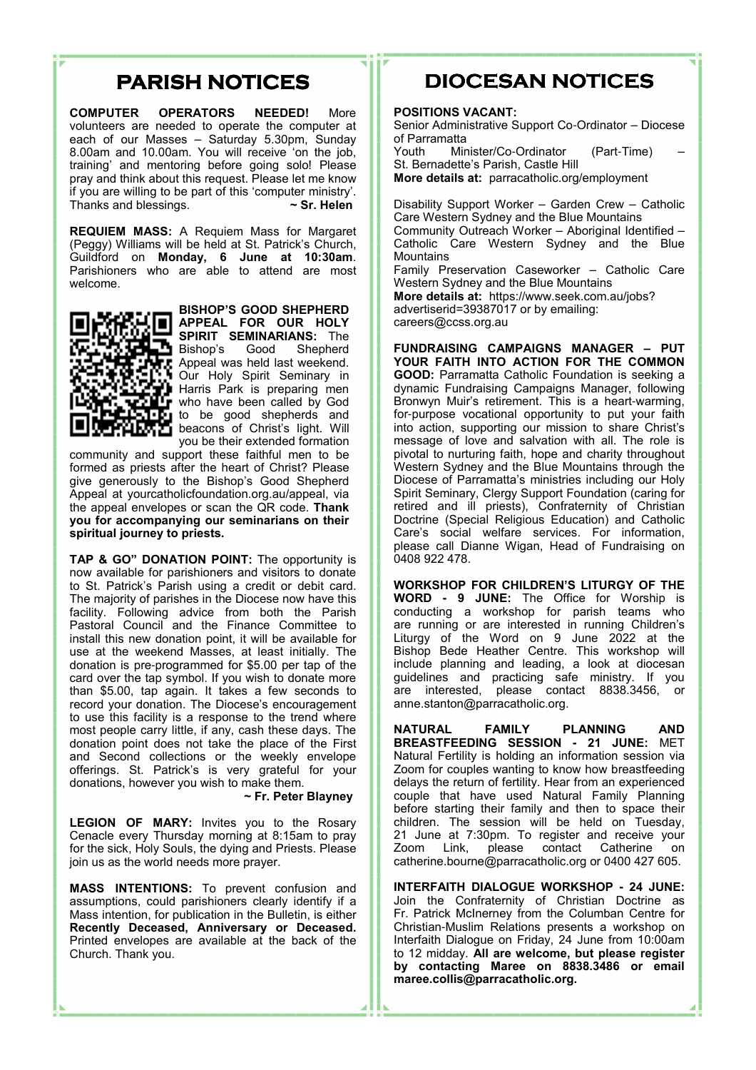# PARISH NOTICES

**COMPUTER OPERATORS NEEDED!** More volunteers are needed to operate the computer at each of our Masses – Saturday 5.30pm, Sunday 8.00am and 10.00am. You will receive 'on the job, training' and mentoring before going solo! Please pray and think about this request. Please let me know if you are willing to be part of this 'computer ministry'. Thanks and blessings. **~ Sr. Helen**

**REQUIEM MASS:** A Requiem Mass for Margaret (Peggy) Williams will be held at St. Patrick's Church, Guildford on **Monday, 6 June at 10:30am**. Parishioners who are able to attend are most welcome.

**BISHOP'S GOOD SHEPHERD APPEAL FOR OUR HOLY SPIRIT SEMINARIANS:** The Bishop's Good Shepherd Appeal was held last weekend. Our Holy Spirit Seminary in Harris Park is preparing men who have been called by God to be good shepherds and beacons of Christ's light. Will you be their extended formation community and support these faithful men to be formed as priests after the heart of Christ? Please give generously to the Bishop's Good Shepherd Appeal at yourcatholicfoundation.org.au/appeal, via the appeal envelopes or scan the QR code. **Thank you for accompanying our seminarians on their spiritual journey to priests.**

**TAP & GO" DONATION POINT:** The opportunity is now available for parishioners and visitors to donate to St. Patrick's Parish using a credit or debit card. The majority of parishes in the Diocese now have this facility. Following advice from both the Parish Pastoral Council and the Finance Committee to install this new donation point, it will be available for use at the weekend Masses, at least initially. The donation is pre-programmed for $5.00 per tap of the card over the tap symbol. If you wish to donate more than $5.00, tap again. It takes a few seconds to record your donation. The Diocese's encouragement to use this facility is a response to the trend where most people carry little, if any, cash these days. The donation point does not take the place of the First and Second collections or the weekly envelope offerings. St. Patrick's is very grateful for your donations, however you wish to make them.

**~ Fr. Peter Blayney**

**LEGION OF MARY:** Invites you to the Rosary Cenacle every Thursday morning at 8:15am to pray for the sick, Holy Souls, the dying and Priests. Please join us as the world needs more prayer.

**MASS INTENTIONS:** To prevent confusion and assumptions, could parishioners clearly identify if a Mass intention, for publication in the Bulletin, is either **Recently Deceased, Anniversary or Deceased.** Printed envelopes are available at the back of the Church. Thank you.

# DIOCESAN NOTICES

**POSITIONS VACANT:**
Senior Administrative Support Co-Ordinator – Diocese of Parramatta
Youth Minister/Co-Ordinator (Part-Time) – St. Bernadette's Parish, Castle Hill
**More details at:** parracatholic.org/employment

Disability Support Worker – Garden Crew – Catholic Care Western Sydney and the Blue Mountains
Community Outreach Worker – Aboriginal Identified – Catholic Care Western Sydney and the Blue Mountains
Family Preservation Caseworker – Catholic Care Western Sydney and the Blue Mountains
**More details at:** https://www.seek.com.au/jobs?advertiserid=39387017 or by emailing: careers@ccss.org.au

**FUNDRAISING CAMPAIGNS MANAGER – PUT YOUR FAITH INTO ACTION FOR THE COMMON GOOD:** Parramatta Catholic Foundation is seeking a dynamic Fundraising Campaigns Manager, following Bronwyn Muir's retirement. This is a heart-warming, for-purpose vocational opportunity to put your faith into action, supporting our mission to share Christ's message of love and salvation with all. The role is pivotal to nurturing faith, hope and charity throughout Western Sydney and the Blue Mountains through the Diocese of Parramatta's ministries including our Holy Spirit Seminary, Clergy Support Foundation (caring for retired and ill priests), Confraternity of Christian Doctrine (Special Religious Education) and Catholic Care's social welfare services. For information, please call Dianne Wigan, Head of Fundraising on 0408 922 478.

**WORKSHOP FOR CHILDREN'S LITURGY OF THE WORD - 9 JUNE:** The Office for Worship is conducting a workshop for parish teams who are running or are interested in running Children's Liturgy of the Word on 9 June 2022 at the Bishop Bede Heather Centre. This workshop will include planning and leading, a look at diocesan guidelines and practicing safe ministry. If you are interested, please contact 8838.3456, or anne.stanton@parracatholic.org.

**NATURAL FAMILY PLANNING AND BREASTFEEDING SESSION - 21 JUNE:** MET Natural Fertility is holding an information session via Zoom for couples wanting to know how breastfeeding delays the return of fertility. Hear from an experienced couple that have used Natural Family Planning before starting their family and then to space their children. The session will be held on Tuesday, 21 June at 7:30pm. To register and receive your Zoom Link, please contact Catherine on catherine.bourne@parracatholic.org or 0400 427 605.

**INTERFAITH DIALOGUE WORKSHOP - 24 JUNE:** Join the Confraternity of Christian Doctrine as Fr. Patrick McInerney from the Columban Centre for Christian-Muslim Relations presents a workshop on Interfaith Dialogue on Friday, 24 June from 10:00am to 12 midday. **All are welcome, but please register by contacting Maree on 8838.3486 or email maree.collis@parracatholic.org.**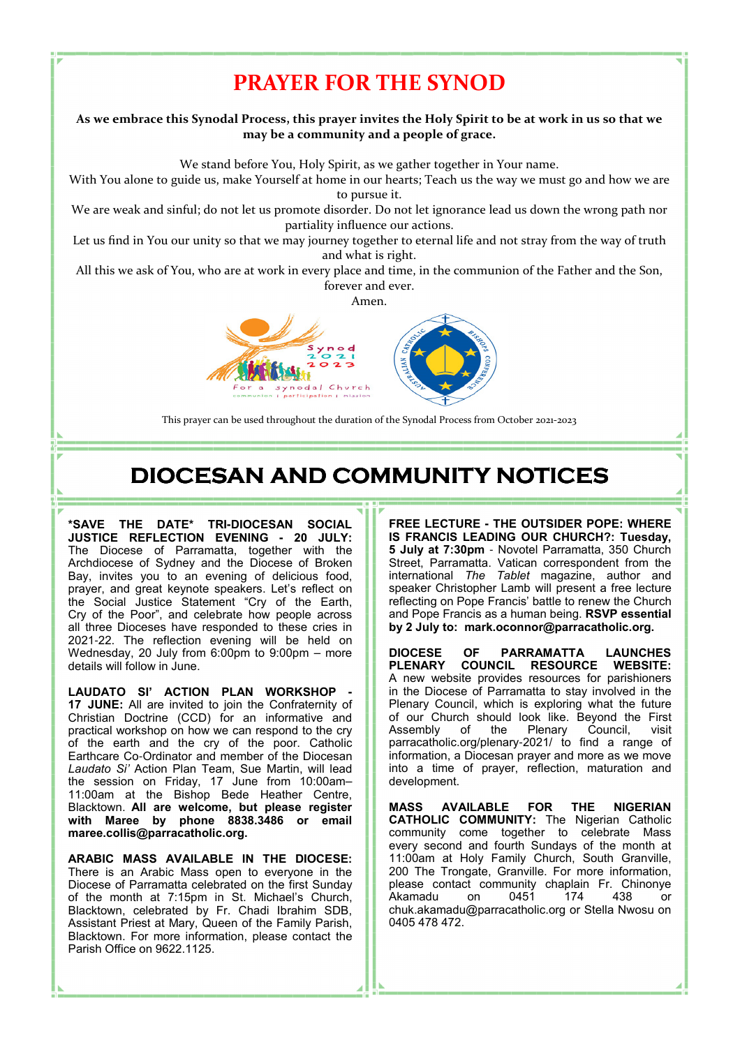# PRAYER FOR THE SYNOD

**As we embrace this Synodal Process, this prayer invites the Holy Spirit to be at work in us so that we may be a community and a people of grace.**

We stand before You, Holy Spirit, as we gather together in Your name.
With You alone to guide us, make Yourself at home in our hearts; Teach us the way we must go and how we are to pursue it.
We are weak and sinful; do not let us promote disorder. Do not let ignorance lead us down the wrong path nor partiality influence our actions.
Let us find in You our unity so that we may journey together to eternal life and not stray from the way of truth and what is right.
All this we ask of You, who are at work in every place and time, in the communion of the Father and the Son, forever and ever.
Amen.

Synod 2021 2023
For a synodal Church
communion | participation | mission

AUSTRALIAN CATHOLIC BISHOPS CONFERENCE

This prayer can be used throughout the duration of the Synodal Process from October 2021-2023

# DIOCESAN AND COMMUNITY NOTICES

**\*SAVE THE DATE\* TRI-DIOCESAN SOCIAL JUSTICE REFLECTION EVENING - 20 JULY:** The Diocese of Parramatta, together with the Archdiocese of Sydney and the Diocese of Broken Bay, invites you to an evening of delicious food, prayer, and great keynote speakers. Let's reflect on the Social Justice Statement "Cry of the Earth, Cry of the Poor", and celebrate how people across all three Dioceses have responded to these cries in 2021-22. The reflection evening will be held on Wednesday, 20 July from 6:00pm to 9:00pm – more details will follow in June.

**LAUDATO SI' ACTION PLAN WORKSHOP - 17 JUNE:** All are invited to join the Confraternity of Christian Doctrine (CCD) for an informative and practical workshop on how we can respond to the cry of the earth and the cry of the poor. Catholic Earthcare Co-Ordinator and member of the Diocesan *Laudato Si'* Action Plan Team, Sue Martin, will lead the session on Friday, 17 June from 10:00am–11:00am at the Bishop Bede Heather Centre, Blacktown. **All are welcome, but please register with Maree by phone 8838.3486 or email maree.collis@parracatholic.org.**

**ARABIC MASS AVAILABLE IN THE DIOCESE:** There is an Arabic Mass open to everyone in the Diocese of Parramatta celebrated on the first Sunday of the month at 7:15pm in St. Michael's Church, Blacktown, celebrated by Fr. Chadi Ibrahim SDB, Assistant Priest at Mary, Queen of the Family Parish, Blacktown. For more information, please contact the Parish Office on 9622.1125.

**FREE LECTURE - THE OUTSIDER POPE: WHERE IS FRANCIS LEADING OUR CHURCH?: Tuesday, 5 July at 7:30pm** - Novotel Parramatta, 350 Church Street, Parramatta. Vatican correspondent from the international *The Tablet* magazine, author and speaker Christopher Lamb will present a free lecture reflecting on Pope Francis' battle to renew the Church and Pope Francis as a human being. **RSVP essential by 2 July to: mark.oconnor@parracatholic.org.**

**DIOCESE OF PARRAMATTA LAUNCHES PLENARY COUNCIL RESOURCE WEBSITE:** A new website provides resources for parishioners in the Diocese of Parramatta to stay involved in the Plenary Council, which is exploring what the future of our Church should look like. Beyond the First Assembly of the Plenary Council, visit parracatholic.org/plenary-2021/ to find a range of information, a Diocesan prayer and more as we move into a time of prayer, reflection, maturation and development.

**MASS AVAILABLE FOR THE NIGERIAN CATHOLIC COMMUNITY:** The Nigerian Catholic community come together to celebrate Mass every second and fourth Sundays of the month at 11:00am at Holy Family Church, South Granville, 200 The Trongate, Granville. For more information, please contact community chaplain Fr. Chinonye Akamadu on 0451 174 438 or chuk.akamadu@parracatholic.org or Stella Nwosu on 0405 478 472.